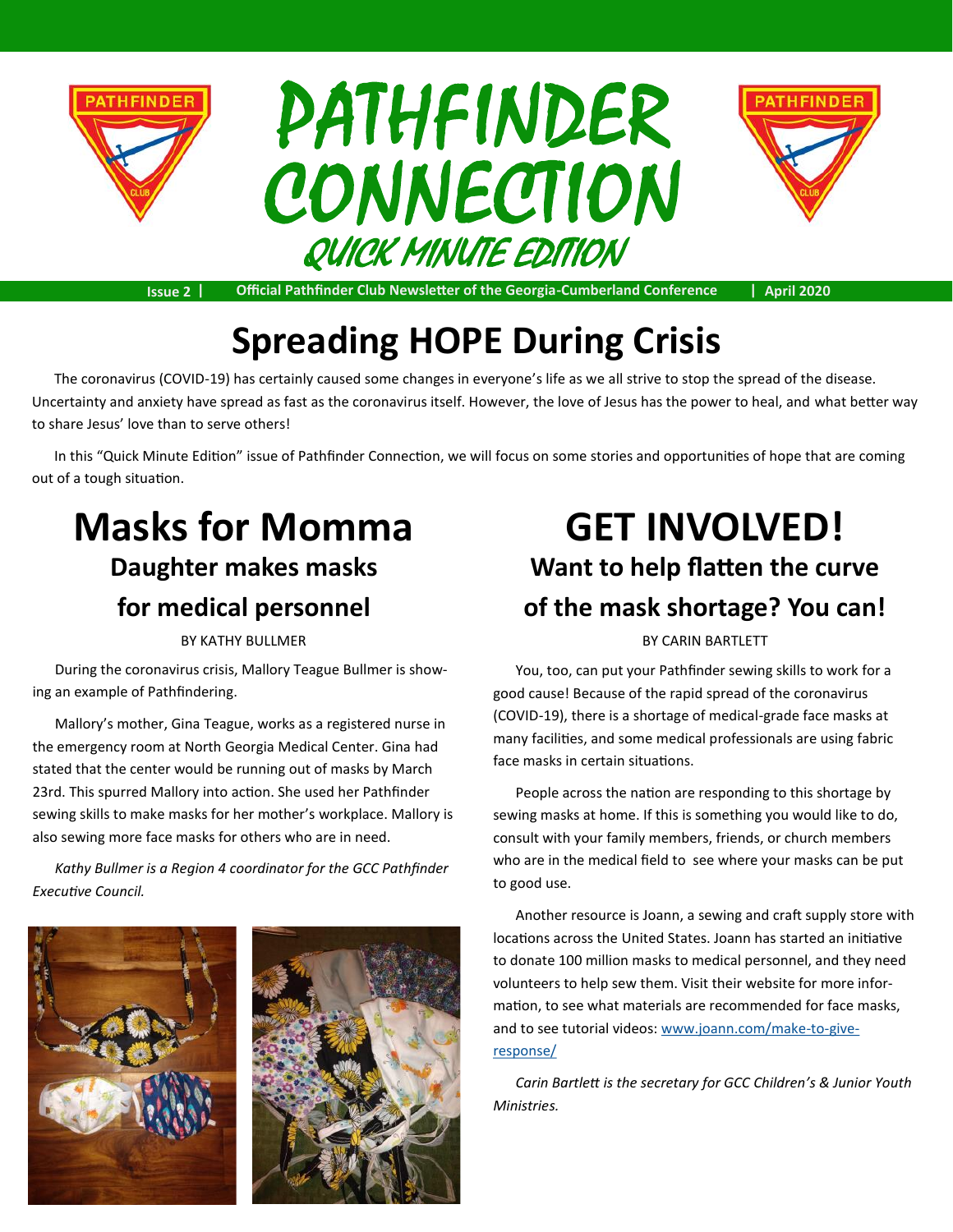# PATHFINDER CONNECTION

## QUICK MINUTE EDITION

**Issue 2 | Official Pathfinder Club Newsletter of the Georgia-Cumberland Conference | April 2020**

# Spreading HOPE During Crisis

The coronavirus (COVID-19) has certainly caused some changes in everyone's life as we all strive to stop the spread of the disease. Uncertainty and anxiety have spread as fast as the coronavirus itself. However, the love of Jesus has the power to heal, and what better way to share Jesus' love than to serve others!

In this "Quick Minute Edition" issue of Pathfinder Connection, we will focus on some stories and opportunities of hope that are coming out of a tough situation.

# Masks for Momma

### Daughter makes masks for medical personnel

BY KATHY BULLMER

During the coronavirus crisis, Mallory Teague Bullmer is showing an example of Pathfindering.

Mallory's mother, Gina Teague, works as a registered nurse in the emergency room at North Georgia Medical Center. Gina had stated that the center would be running out of masks by March 23rd. This spurred Mallory into action. She used her Pathfinder sewing skills to make masks for her mother's workplace. Mallory is also sewing more face masks for others who are in need.

*Kathy Bullmer is a Region 4 coordinator for the GCC Pathfinder Executive Council.*

# GET INVOLVED!

### Want to help flatten the curve of the mask shortage? You can!

BY CARIN BARTLETT

You, too, can put your Pathfinder sewing skills to work for a good cause! Because of the rapid spread of the coronavirus (COVID-19), there is a shortage of medical-grade face masks at many facilities, and some medical professionals are using fabric face masks in certain situations.

People across the nation are responding to this shortage by sewing masks at home. If this is something you would like to do, consult with your family members, friends, or church members who are in the medical field to see where your masks can be put to good use.

Another resource is Joann, a sewing and craft supply store with locations across the United States. Joann has started an initiative to donate 100 million masks to medical personnel, and they need volunteers to help sew them. Visit their website for more information, to see what materials are recommended for face masks, and to see tutorial videos: www.joann.com/make-to-give-response/

*Carin Bartlett is the secretary for GCC Children's & Junior Youth Ministries.*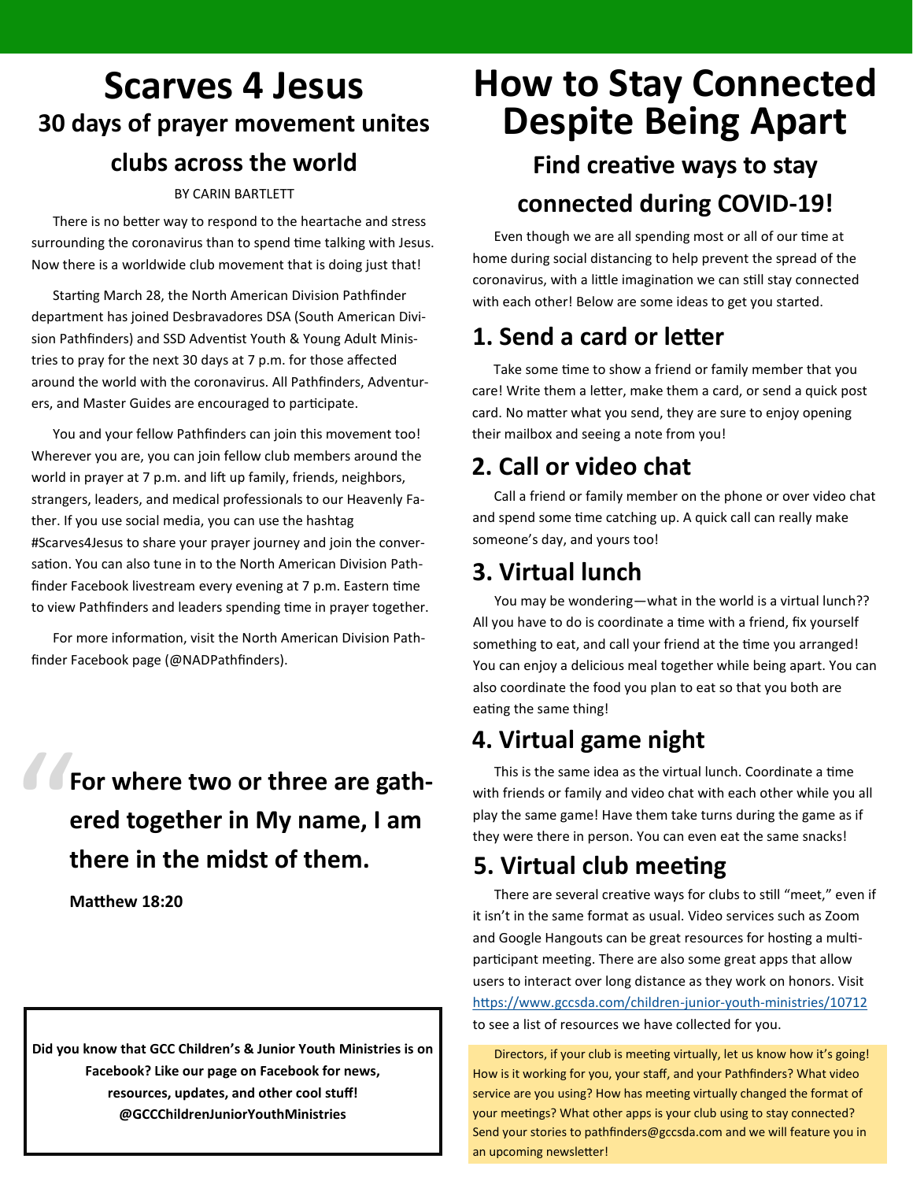# Scarves 4 Jesus

## 30 days of prayer movement unites clubs across the world

BY CARIN BARTLETT

There is no better way to respond to the heartache and stress surrounding the coronavirus than to spend time talking with Jesus. Now there is a worldwide club movement that is doing just that!

Starting March 28, the North American Division Pathfinder department has joined Desbravadores DSA (South American Division Pathfinders) and SSD Adventist Youth & Young Adult Ministries to pray for the next 30 days at 7 p.m. for those affected around the world with the coronavirus. All Pathfinders, Adventurers, and Master Guides are encouraged to participate.

You and your fellow Pathfinders can join this movement too! Wherever you are, you can join fellow club members around the world in prayer at 7 p.m. and lift up family, friends, neighbors, strangers, leaders, and medical professionals to our Heavenly Father. If you use social media, you can use the hashtag #Scarves4Jesus to share your prayer journey and join the conversation. You can also tune in to the North American Division Pathfinder Facebook livestream every evening at 7 p.m. Eastern time to view Pathfinders and leaders spending time in prayer together.

For more information, visit the North American Division Pathfinder Facebook page (@NADPathfinders).

> **For where two or three are gathered together in My name, I am there in the midst of them.**
>
> **Matthew 18:20**

**Did you know that GCC Children's & Junior Youth Ministries is on Facebook? Like our page on Facebook for news, resources, updates, and other cool stuff! @GCCChildrenJuniorYouthMinistries**

# How to Stay Connected Despite Being Apart

## Find creative ways to stay connected during COVID-19!

Even though we are all spending most or all of our time at home during social distancing to help prevent the spread of the coronavirus, with a little imagination we can still stay connected with each other! Below are some ideas to get you started.

## 1. Send a card or letter

Take some time to show a friend or family member that you care! Write them a letter, make them a card, or send a quick post card. No matter what you send, they are sure to enjoy opening their mailbox and seeing a note from you!

## 2. Call or video chat

Call a friend or family member on the phone or over video chat and spend some time catching up. A quick call can really make someone's day, and yours too!

## 3. Virtual lunch

You may be wondering—what in the world is a virtual lunch?? All you have to do is coordinate a time with a friend, fix yourself something to eat, and call your friend at the time you arranged! You can enjoy a delicious meal together while being apart. You can also coordinate the food you plan to eat so that you both are eating the same thing!

## 4. Virtual game night

This is the same idea as the virtual lunch. Coordinate a time with friends or family and video chat with each other while you all play the same game! Have them take turns during the game as if they were there in person. You can even eat the same snacks!

## 5. Virtual club meeting

There are several creative ways for clubs to still "meet," even if it isn't in the same format as usual. Video services such as Zoom and Google Hangouts can be great resources for hosting a multi-participant meeting. There are also some great apps that allow users to interact over long distance as they work on honors. Visit https://www.gccsda.com/children-junior-youth-ministries/10712 to see a list of resources we have collected for you.

Directors, if your club is meeting virtually, let us know how it's going! How is it working for you, your staff, and your Pathfinders? What video service are you using? How has meeting virtually changed the format of your meetings? What other apps is your club using to stay connected? Send your stories to pathfinders@gccsda.com and we will feature you in an upcoming newsletter!